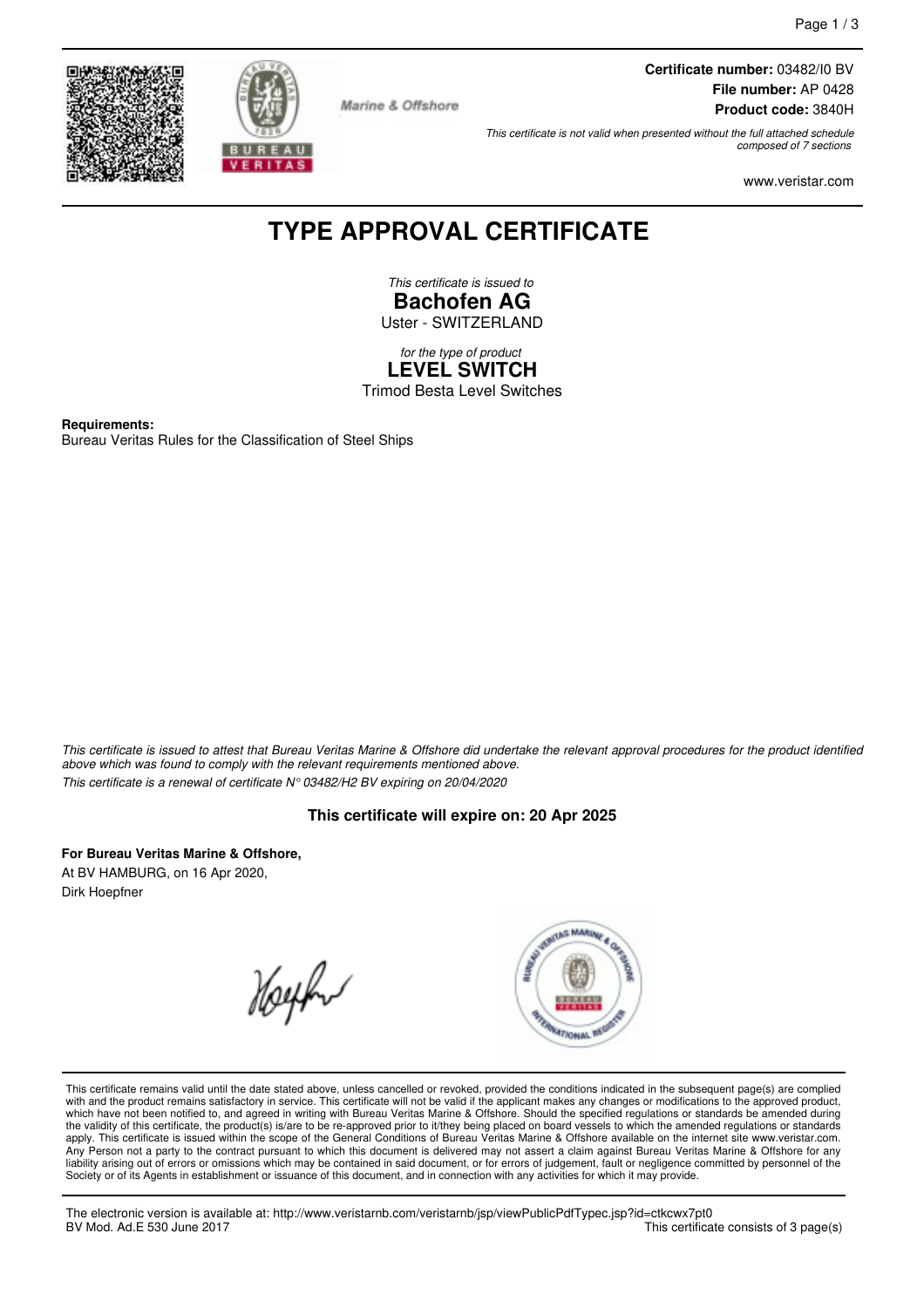**Certificate number:** 03482/I0 BV
**File number:** AP 0428
**Product code:** 3840H

*This certificate is not valid when presented without the full attached schedule composed of 7 sections*

Marine & Offshore

www.veristar.com

# TYPE APPROVAL CERTIFICATE

*This certificate is issued to*
**Bachofen AG**
Uster - SWITZERLAND

*for the type of product*
**LEVEL SWITCH**
Trimod Besta Level Switches

**Requirements:**
Bureau Veritas Rules for the Classification of Steel Ships

*This certificate is issued to attest that Bureau Veritas Marine & Offshore did undertake the relevant approval procedures for the product identified above which was found to comply with the relevant requirements mentioned above.*
*This certificate is a renewal of certificate N° 03482/H2 BV expiring on 20/04/2020*

**This certificate will expire on: 20 Apr 2025**

**For Bureau Veritas Marine & Offshore,**
At BV HAMBURG, on 16 Apr 2020,
Dirk Hoepfner

This certificate remains valid until the date stated above, unless cancelled or revoked, provided the conditions indicated in the subsequent page(s) are complied with and the product remains satisfactory in service. This certificate will not be valid if the applicant makes any changes or modifications to the approved product, which have not been notified to, and agreed in writing with Bureau Veritas Marine & Offshore. Should the specified regulations or standards be amended during the validity of this certificate, the product(s) is/are to be re-approved prior to it/they being placed on board vessels to which the amended regulations or standards apply. This certificate is issued within the scope of the General Conditions of Bureau Veritas Marine & Offshore available on the internet site www.veristar.com. Any Person not a party to the contract pursuant to which this document is delivered may not assert a claim against Bureau Veritas Marine & Offshore for any liability arising out of errors or omissions which may be contained in said document, or for errors of judgement, fault or negligence committed by personnel of the Society or of its Agents in establishment or issuance of this document, and in connection with any activities for which it may provide.

The electronic version is available at: http://www.veristarnb.com/veristarnb/jsp/viewPublicPdfTypec.jsp?id=ctkcwx7pt0
BV Mod. Ad.E 530 June 2017
This certificate consists of 3 page(s)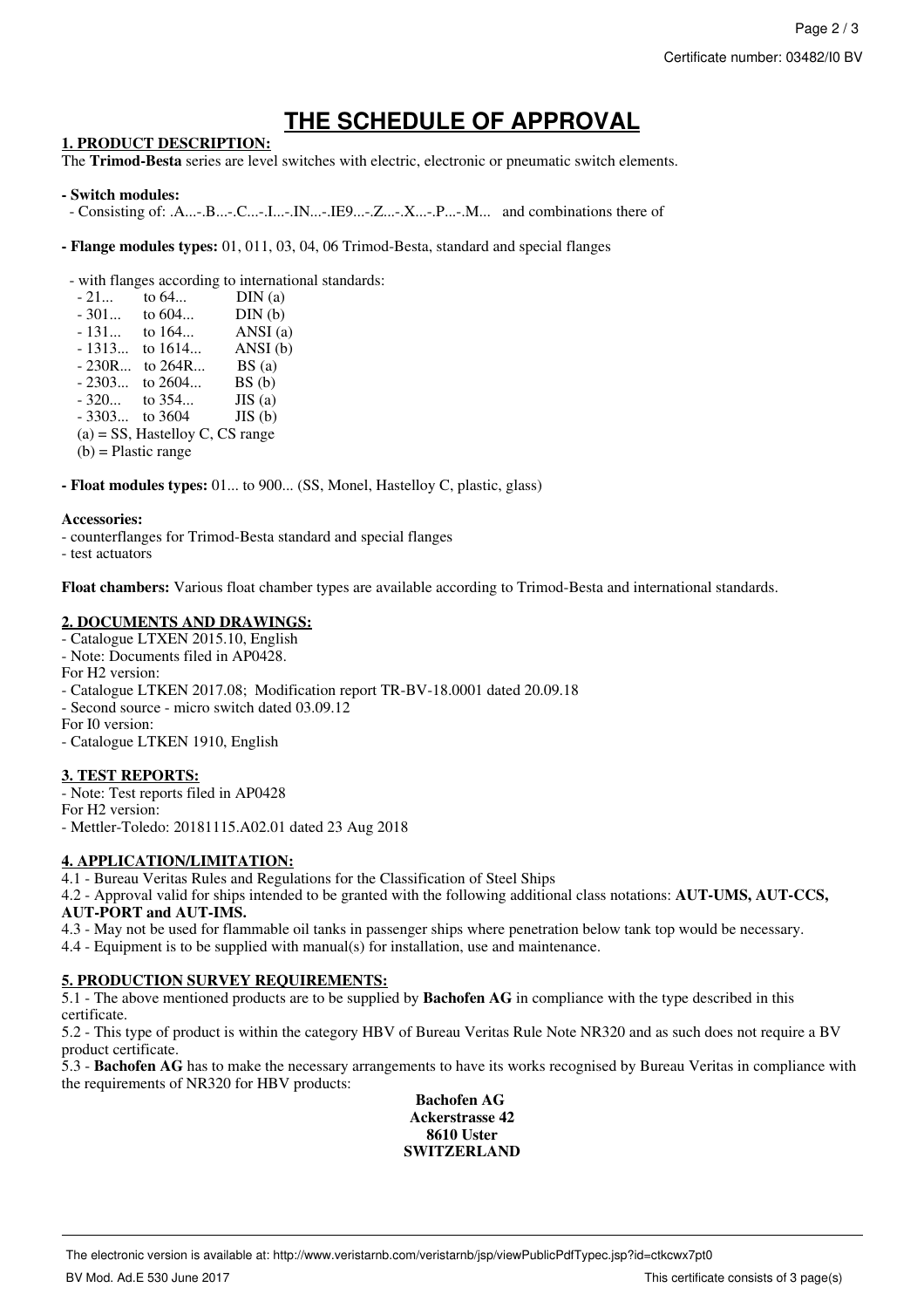# THE SCHEDULE OF APPROVAL

## 1. PRODUCT DESCRIPTION:

The **Trimod-Besta** series are level switches with electric, electronic or pneumatic switch elements.

**- Switch modules:**

- Consisting of: .A...-.B...-.C...-.I...-.IN...-.IE9...-.Z...-.X...-.P...-.M... and combinations there of

**- Flange modules types:** 01, 011, 03, 04, 06 Trimod-Besta, standard and special flanges

- with flanges according to international standards:

| | | |
|---|---|---|
| - 21... | to 64... | DIN (a) |
| - 301... | to 604... | DIN (b) |
| - 131... | to 164... | ANSI (a) |
| - 1313... | to 1614... | ANSI (b) |
| - 230R... | to 264R... | BS (a) |
| - 2303... | to 2604... | BS (b) |
| - 320... | to 354... | JIS (a) |
| - 3303... | to 3604 | JIS (b) |

(a) = SS, Hastelloy C, CS range
(b) = Plastic range

**- Float modules types:** 01... to 900... (SS, Monel, Hastelloy C, plastic, glass)

**Accessories:**

- counterflanges for Trimod-Besta standard and special flanges
- test actuators

**Float chambers:** Various float chamber types are available according to Trimod-Besta and international standards.

## 2. DOCUMENTS AND DRAWINGS:

- Catalogue LTXEN 2015.10, English
- Note: Documents filed in AP0428.

For H2 version:

- Catalogue LTKEN 2017.08; Modification report TR-BV-18.0001 dated 20.09.18
- Second source - micro switch dated 03.09.12

For I0 version:

- Catalogue LTKEN 1910, English

## 3. TEST REPORTS:

- Note: Test reports filed in AP0428

For H2 version:

- Mettler-Toledo: 20181115.A02.01 dated 23 Aug 2018

## 4. APPLICATION/LIMITATION:

4.1 - Bureau Veritas Rules and Regulations for the Classification of Steel Ships

4.2 - Approval valid for ships intended to be granted with the following additional class notations: **AUT-UMS, AUT-CCS, AUT-PORT and AUT-IMS.**

4.3 - May not be used for flammable oil tanks in passenger ships where penetration below tank top would be necessary.

4.4 - Equipment is to be supplied with manual(s) for installation, use and maintenance.

## 5. PRODUCTION SURVEY REQUIREMENTS:

5.1 - The above mentioned products are to be supplied by **Bachofen AG** in compliance with the type described in this certificate.

5.2 - This type of product is within the category HBV of Bureau Veritas Rule Note NR320 and as such does not require a BV product certificate.

5.3 - **Bachofen AG** has to make the necessary arrangements to have its works recognised by Bureau Veritas in compliance with the requirements of NR320 for HBV products:

**Bachofen AG**
**Ackerstrasse 42**
**8610 Uster**
**SWITZERLAND**

The electronic version is available at: http://www.veristarnb.com/veristarnb/jsp/viewPublicPdfTypec.jsp?id=ctkcwx7pt0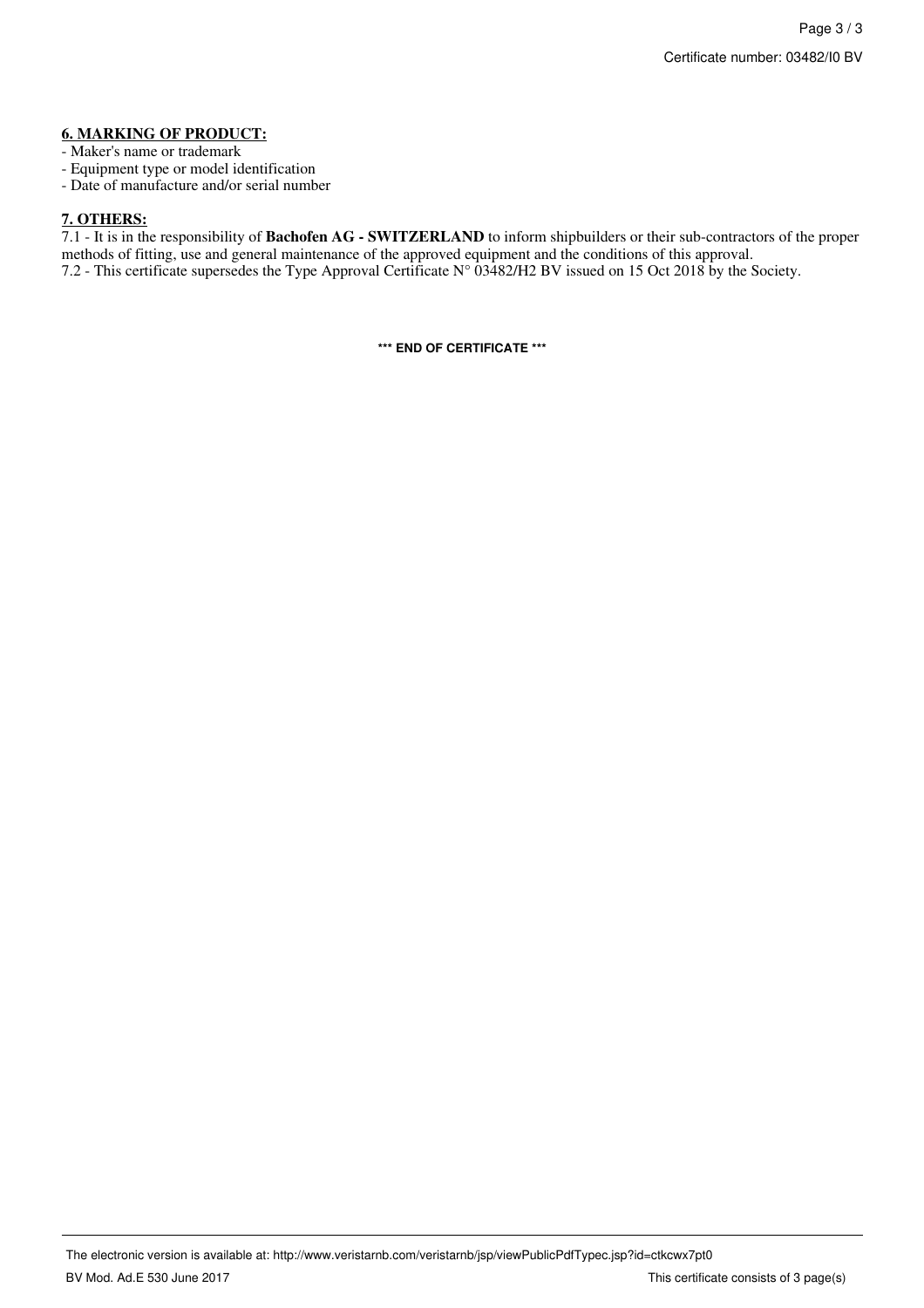## 6. MARKING OF PRODUCT:

- Maker's name or trademark
- Equipment type or model identification
- Date of manufacture and/or serial number

## 7. OTHERS:

7.1 - It is in the responsibility of **Bachofen AG - SWITZERLAND** to inform shipbuilders or their sub-contractors of the proper methods of fitting, use and general maintenance of the approved equipment and the conditions of this approval.
7.2 - This certificate supersedes the Type Approval Certificate N° 03482/H2 BV issued on 15 Oct 2018 by the Society.

**\*\*\* END OF CERTIFICATE \*\*\***

The electronic version is available at: http://www.veristarnb.com/veristarnb/jsp/viewPublicPdfTypec.jsp?id=ctkcwx7pt0

BV Mod. Ad.E 530 June 2017

This certificate consists of 3 page(s)